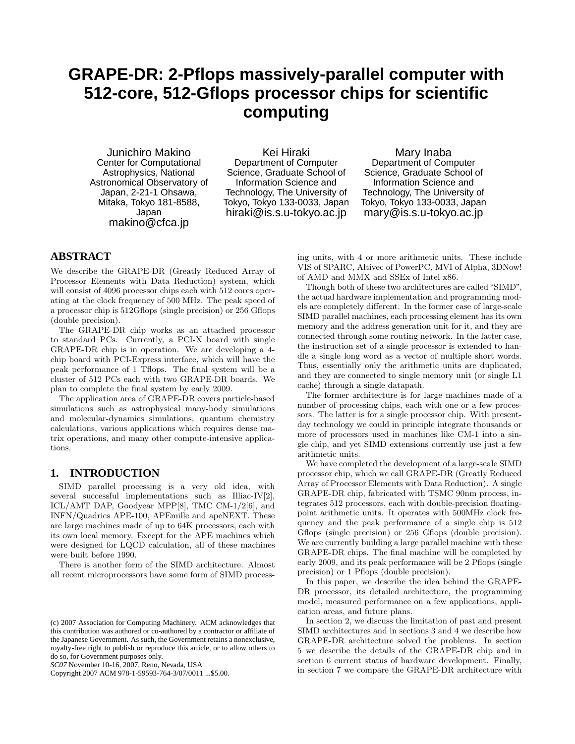# GRAPE-DR: 2-Pflops massively-parallel computer with 512-core, 512-Gflops processor chips for scientific computing

Junichiro Makino
Center for Computational Astrophysics, National Astronomical Observatory of Japan, 2-21-1 Ohsawa, Mitaka, Tokyo 181-8588, Japan
makino@cfca.jp

Kei Hiraki
Department of Computer Science, Graduate School of Information Science and Technology, The University of Tokyo, Tokyo 133-0033, Japan
hiraki@is.s.u-tokyo.ac.jp

Mary Inaba
Department of Computer Science, Graduate School of Information Science and Technology, The University of Tokyo, Tokyo 133-0033, Japan
mary@is.s.u-tokyo.ac.jp

## ABSTRACT

We describe the GRAPE-DR (Greatly Reduced Array of Processor Elements with Data Reduction) system, which will consist of 4096 processor chips each with 512 cores operating at the clock frequency of 500 MHz. The peak speed of a processor chip is 512Gflops (single precision) or 256 Gflops (double precision).

The GRAPE-DR chip works as an attached processor to standard PCs. Currently, a PCI-X board with single GRAPE-DR chip is in operation. We are developing a 4-chip board with PCI-Express interface, which will have the peak performance of 1 Tflops. The final system will be a cluster of 512 PCs each with two GRAPE-DR boards. We plan to complete the final system by early 2009.

The application area of GRAPE-DR covers particle-based simulations such as astrophysical many-body simulations and molecular-dynamics simulations, quantum chemistry calculations, various applications which requires dense matrix operations, and many other compute-intensive applications.

## 1. INTRODUCTION

SIMD parallel processing is a very old idea, with several successful implementations such as Illiac-IV[2], ICL/AMT DAP, Goodyear MPP[8], TMC CM-1/2[6], and INFN/Quadrics APE-100, APEmille and apeNEXT. These are large machines made of up to 64K processors, each with its own local memory. Except for the APE machines which were designed for LQCD calculation, all of these machines were built before 1990.

There is another form of the SIMD architecture. Almost all recent microprocessors have some form of SIMD processing units, with 4 or more arithmetic units. These include VIS of SPARC, Altivec of PowerPC, MVI of Alpha, 3DNow! of AMD and MMX and SSEx of Intel x86.

Though both of these two architectures are called "SIMD", the actual hardware implementation and programming models are completely different. In the former case of large-scale SIMD parallel machines, each processing element has its own memory and the address generation unit for it, and they are connected through some routing network. In the latter case, the instruction set of a single processor is extended to handle a single long word as a vector of multiple short words. Thus, essentially only the arithmetic units are duplicated, and they are connected to single memory unit (or single L1 cache) through a single datapath.

The former architecture is for large machines made of a number of processing chips, each with one or a few processors. The latter is for a single processor chip. With present-day technology we could in principle integrate thousands or more of processors used in machines like CM-1 into a single chip, and yet SIMD extensions currently use just a few arithmetic units.

We have completed the development of a large-scale SIMD processor chip, which we call GRAPE-DR (Greatly Reduced Array of Processor Elements with Data Reduction). A single GRAPE-DR chip, fabricated with TSMC 90nm process, integrates 512 processors, each with double-precision floating-point arithmetic units. It operates with 500MHz clock frequency and the peak performance of a single chip is 512 Gflops (single precision) or 256 Gflops (double precision). We are currently building a large parallel machine with these GRAPE-DR chips. The final machine will be completed by early 2009, and its peak performance will be 2 Pflops (single precision) or 1 Pflops (double precision).

In this paper, we describe the idea behind the GRAPE-DR processor, its detailed architecture, the programming model, measured performance on a few applications, application areas, and future plans.

In section 2, we discuss the limitation of past and present SIMD architectures and in sections 3 and 4 we describe how GRAPE-DR architecture solved the problems. In section 5 we describe the details of the GRAPE-DR chip and in section 6 current status of hardware development. Finally, in section 7 we compare the GRAPE-DR architecture with

(c) 2007 Association for Computing Machinery. ACM acknowledges that this contribution was authored or co-authored by a contractor or affiliate of the Japanese Government. As such, the Government retains a nonexclusive, royalty-free right to publish or reproduce this article, or to allow others to do so, for Government purposes only.
*SC07* November 10-16, 2007, Reno, Nevada, USA
Copyright 2007 ACM 978-1-59593-764-3/07/0011 ...$5.00.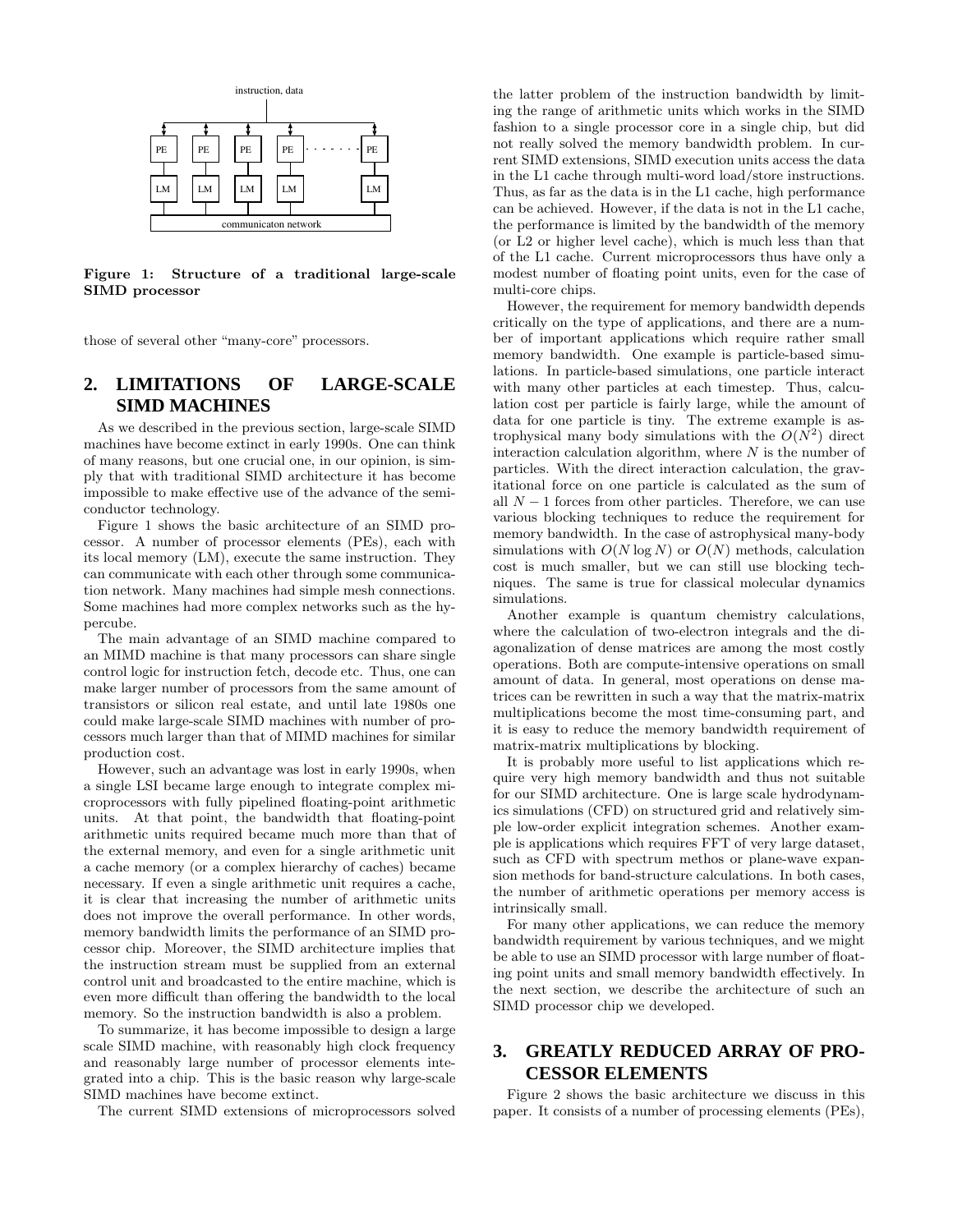instruction, data

PE PE PE PE · · · · · · PE

LM LM LM LM LM

communicaton network

**Figure 1: Structure of a traditional large-scale SIMD processor**

those of several other "many-core" processors.

## 2. LIMITATIONS OF LARGE-SCALE SIMD MACHINES

As we described in the previous section, large-scale SIMD machines have become extinct in early 1990s. One can think of many reasons, but one crucial one, in our opinion, is simply that with traditional SIMD architecture it has become impossible to make effective use of the advance of the semiconductor technology.

Figure 1 shows the basic architecture of an SIMD processor. A number of processor elements (PEs), each with its local memory (LM), execute the same instruction. They can communicate with each other through some communication network. Many machines had simple mesh connections. Some machines had more complex networks such as the hypercube.

The main advantage of an SIMD machine compared to an MIMD machine is that many processors can share single control logic for instruction fetch, decode etc. Thus, one can make larger number of processors from the same amount of transistors or silicon real estate, and until late 1980s one could make large-scale SIMD machines with number of processors much larger than that of MIMD machines for similar production cost.

However, such an advantage was lost in early 1990s, when a single LSI became large enough to integrate complex microprocessors with fully pipelined floating-point arithmetic units. At that point, the bandwidth that floating-point arithmetic units required became much more than that of the external memory, and even for a single arithmetic unit a cache memory (or a complex hierarchy of caches) became necessary. If even a single arithmetic unit requires a cache, it is clear that increasing the number of arithmetic units does not improve the overall performance. In other words, memory bandwidth limits the performance of an SIMD processor chip. Moreover, the SIMD architecture implies that the instruction stream must be supplied from an external control unit and broadcasted to the entire machine, which is even more difficult than offering the bandwidth to the local memory. So the instruction bandwidth is also a problem.

To summarize, it has become impossible to design a large scale SIMD machine, with reasonably high clock frequency and reasonably large number of processor elements integrated into a chip. This is the basic reason why large-scale SIMD machines have become extinct.

The current SIMD extensions of microprocessors solved the latter problem of the instruction bandwidth by limiting the range of arithmetic units which works in the SIMD fashion to a single processor core in a single chip, but did not really solved the memory bandwidth problem. In current SIMD extensions, SIMD execution units access the data in the L1 cache through multi-word load/store instructions. Thus, as far as the data is in the L1 cache, high performance can be achieved. However, if the data is not in the L1 cache, the performance is limited by the bandwidth of the memory (or L2 or higher level cache), which is much less than that of the L1 cache. Current microprocessors thus have only a modest number of floating point units, even for the case of multi-core chips.

However, the requirement for memory bandwidth depends critically on the type of applications, and there are a number of important applications which require rather small memory bandwidth. One example is particle-based simulations. In particle-based simulations, one particle interact with many other particles at each timestep. Thus, calculation cost per particle is fairly large, while the amount of data for one particle is tiny. The extreme example is astrophysical many body simulations with the $O(N^2)$ direct interaction calculation algorithm, where $N$ is the number of particles. With the direct interaction calculation, the gravitational force on one particle is calculated as the sum of all $N-1$ forces from other particles. Therefore, we can use various blocking techniques to reduce the requirement for memory bandwidth. In the case of astrophysical many-body simulations with $O(N \log N)$ or $O(N)$ methods, calculation cost is much smaller, but we can still use blocking techniques. The same is true for classical molecular dynamics simulations.

Another example is quantum chemistry calculations, where the calculation of two-electron integrals and the diagonalization of dense matrices are among the most costly operations. Both are compute-intensive operations on small amount of data. In general, most operations on dense matrices can be rewritten in such a way that the matrix-matrix multiplications become the most time-consuming part, and it is easy to reduce the memory bandwidth requirement of matrix-matrix multiplications by blocking.

It is probably more useful to list applications which require very high memory bandwidth and thus not suitable for our SIMD architecture. One is large scale hydrodynamics simulations (CFD) on structured grid and relatively simple low-order explicit integration schemes. Another example is applications which requires FFT of very large dataset, such as CFD with spectrum methos or plane-wave expansion methods for band-structure calculations. In both cases, the number of arithmetic operations per memory access is intrinsically small.

For many other applications, we can reduce the memory bandwidth requirement by various techniques, and we might be able to use an SIMD processor with large number of floating point units and small memory bandwidth effectively. In the next section, we describe the architecture of such an SIMD processor chip we developed.

## 3. GREATLY REDUCED ARRAY OF PROCESSOR ELEMENTS

Figure 2 shows the basic architecture we discuss in this paper. It consists of a number of processing elements (PEs),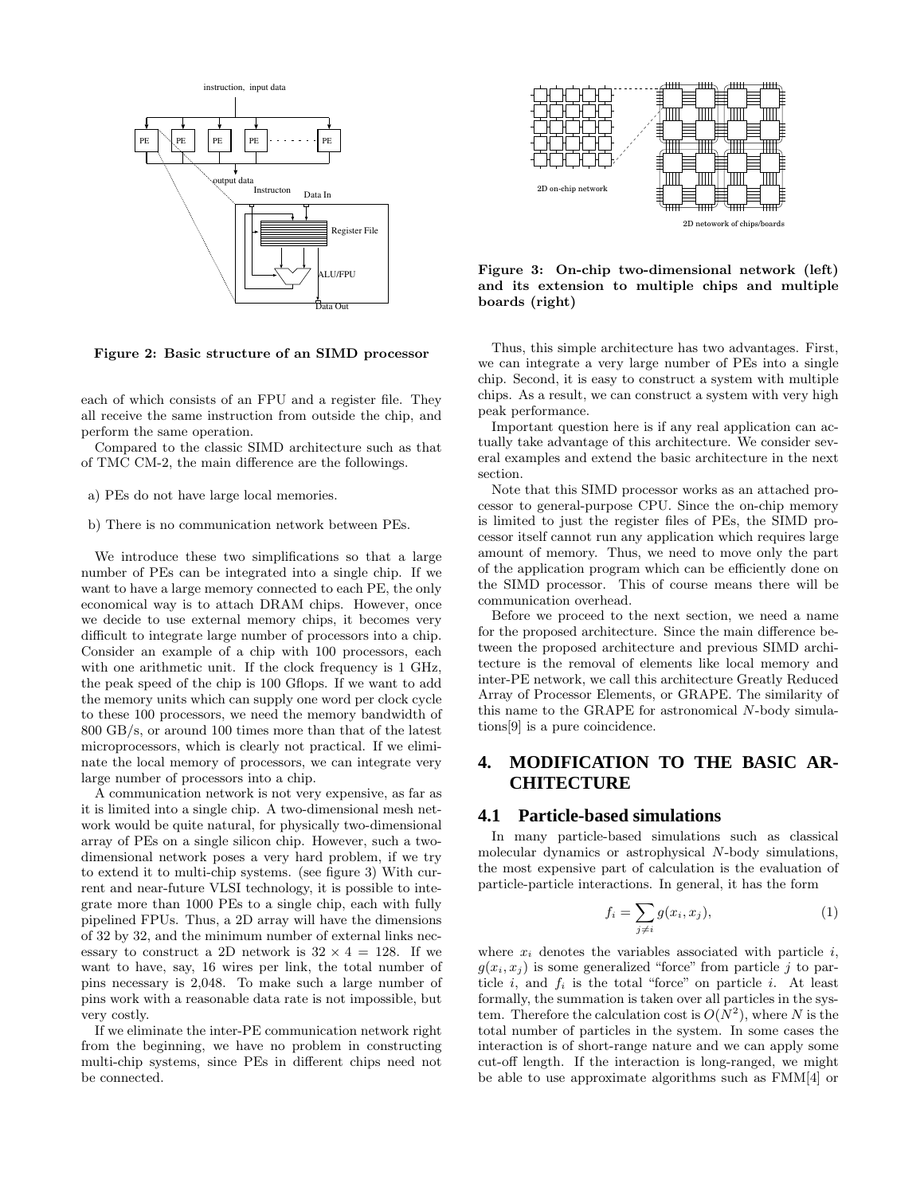Figure 2: Basic structure of an SIMD processor

each of which consists of an FPU and a register file. They all receive the same instruction from outside the chip, and perform the same operation.

Compared to the classic SIMD architecture such as that of TMC CM-2, the main difference are the followings.

a) PEs do not have large local memories.

b) There is no communication network between PEs.

We introduce these two simplifications so that a large number of PEs can be integrated into a single chip. If we want to have a large memory connected to each PE, the only economical way is to attach DRAM chips. However, once we decide to use external memory chips, it becomes very difficult to integrate large number of processors into a chip. Consider an example of a chip with 100 processors, each with one arithmetic unit. If the clock frequency is 1 GHz, the peak speed of the chip is 100 Gflops. If we want to add the memory units which can supply one word per clock cycle to these 100 processors, we need the memory bandwidth of 800 GB/s, or around 100 times more than that of the latest microprocessors, which is clearly not practical. If we eliminate the local memory of processors, we can integrate very large number of processors into a chip.

A communication network is not very expensive, as far as it is limited into a single chip. A two-dimensional mesh network would be quite natural, for physically two-dimensional array of PEs on a single silicon chip. However, such a two-dimensional network poses a very hard problem, if we try to extend it to multi-chip systems. (see figure 3) With current and near-future VLSI technology, it is possible to integrate more than 1000 PEs to a single chip, each with fully pipelined FPUs. Thus, a 2D array will have the dimensions of 32 by 32, and the minimum number of external links necessary to construct a 2D network is $32 \times 4 = 128$. If we want to have, say, 16 wires per link, the total number of pins necessary is 2,048. To make such a large number of pins work with a reasonable data rate is not impossible, but very costly.

If we eliminate the inter-PE communication network right from the beginning, we have no problem in constructing multi-chip systems, since PEs in different chips need not be connected.

Figure 3: On-chip two-dimensional network (left) and its extension to multiple chips and multiple boards (right)

Thus, this simple architecture has two advantages. First, we can integrate a very large number of PEs into a single chip. Second, it is easy to construct a system with multiple chips. As a result, we can construct a system with very high peak performance.

Important question here is if any real application can actually take advantage of this architecture. We consider several examples and extend the basic architecture in the next section.

Note that this SIMD processor works as an attached processor to general-purpose CPU. Since the on-chip memory is limited to just the register files of PEs, the SIMD processor itself cannot run any application which requires large amount of memory. Thus, we need to move only the part of the application program which can be efficiently done on the SIMD processor. This of course means there will be communication overhead.

Before we proceed to the next section, we need a name for the proposed architecture. Since the main difference between the proposed architecture and previous SIMD architecture is the removal of elements like local memory and inter-PE network, we call this architecture Greatly Reduced Array of Processor Elements, or GRAPE. The similarity of this name to the GRAPE for astronomical $N$-body simulations[9] is a pure coincidence.

## 4. MODIFICATION TO THE BASIC ARCHITECTURE

### 4.1 Particle-based simulations

In many particle-based simulations such as classical molecular dynamics or astrophysical $N$-body simulations, the most expensive part of calculation is the evaluation of particle-particle interactions. In general, it has the form

$$f_i = \sum_{j \neq i} g(x_i, x_j), \tag{1}$$

where $x_i$ denotes the variables associated with particle $i$, $g(x_i, x_j)$ is some generalized "force" from particle $j$ to particle $i$, and $f_i$ is the total "force" on particle $i$. At least formally, the summation is taken over all particles in the system. Therefore the calculation cost is $O(N^2)$, where $N$ is the total number of particles in the system. In some cases the interaction is of short-range nature and we can apply some cut-off length. If the interaction is long-ranged, we might be able to use approximate algorithms such as FMM[4] or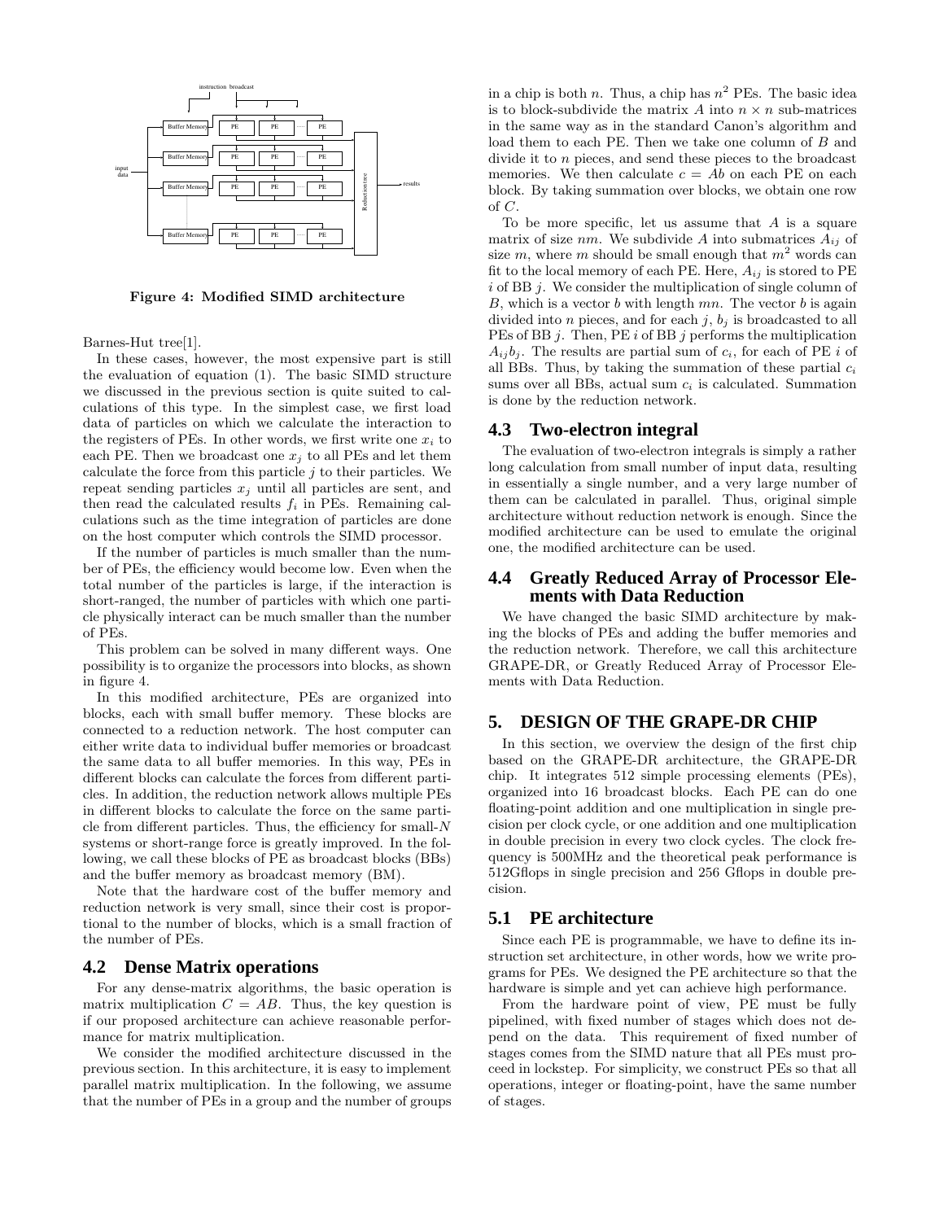Figure 4: Modified SIMD architecture

Barnes-Hut tree[1].

In these cases, however, the most expensive part is still the evaluation of equation (1). The basic SIMD structure we discussed in the previous section is quite suited to calculations of this type. In the simplest case, we first load data of particles on which we calculate the interaction to the registers of PEs. In other words, we first write one $x_i$ to each PE. Then we broadcast one $x_j$ to all PEs and let them calculate the force from this particle $j$ to their particles. We repeat sending particles $x_j$ until all particles are sent, and then read the calculated results $f_i$ in PEs. Remaining calculations such as the time integration of particles are done on the host computer which controls the SIMD processor.

If the number of particles is much smaller than the number of PEs, the efficiency would become low. Even when the total number of the particles is large, if the interaction is short-ranged, the number of particles with which one particle physically interact can be much smaller than the number of PEs.

This problem can be solved in many different ways. One possibility is to organize the processors into blocks, as shown in figure 4.

In this modified architecture, PEs are organized into blocks, each with small buffer memory. These blocks are connected to a reduction network. The host computer can either write data to individual buffer memories or broadcast the same data to all buffer memories. In this way, PEs in different blocks can calculate the forces from different particles. In addition, the reduction network allows multiple PEs in different blocks to calculate the force on the same particle from different particles. Thus, the efficiency for small-$N$ systems or short-range force is greatly improved. In the following, we call these blocks of PE as broadcast blocks (BBs) and the buffer memory as broadcast memory (BM).

Note that the hardware cost of the buffer memory and reduction network is very small, since their cost is proportional to the number of blocks, which is a small fraction of the number of PEs.

### 4.2 Dense Matrix operations

For any dense-matrix algorithms, the basic operation is matrix multiplication $C = AB$. Thus, the key question is if our proposed architecture can achieve reasonable performance for matrix multiplication.

We consider the modified architecture discussed in the previous section. In this architecture, it is easy to implement parallel matrix multiplication. In the following, we assume that the number of PEs in a group and the number of groups in a chip is both $n$. Thus, a chip has $n^2$ PEs. The basic idea is to block-subdivide the matrix $A$ into $n \times n$ sub-matrices in the same way as in the standard Canon's algorithm and load them to each PE. Then we take one column of $B$ and divide it to $n$ pieces, and send these pieces to the broadcast memories. We then calculate $c = Ab$ on each PE on each block. By taking summation over blocks, we obtain one row of $C$.

To be more specific, let us assume that $A$ is a square matrix of size $nm$. We subdivide $A$ into submatrices $A_{ij}$ of size $m$, where $m$ should be small enough that $m^2$ words can fit to the local memory of each PE. Here, $A_{ij}$ is stored to PE $i$ of BB $j$. We consider the multiplication of single column of $B$, which is a vector $b$ with length $mn$. The vector $b$ is again divided into $n$ pieces, and for each $j$, $b_j$ is broadcasted to all PEs of BB $j$. Then, PE $i$ of BB $j$ performs the multiplication $A_{ij}b_j$. The results are partial sum of $c_i$, for each of PE $i$ of all BBs. Thus, by taking the summation of these partial $c_i$ sums over all BBs, actual sum $c_i$ is calculated. Summation is done by the reduction network.

### 4.3 Two-electron integral

The evaluation of two-electron integrals is simply a rather long calculation from small number of input data, resulting in essentially a single number, and a very large number of them can be calculated in parallel. Thus, original simple architecture without reduction network is enough. Since the modified architecture can be used to emulate the original one, the modified architecture can be used.

### 4.4 Greatly Reduced Array of Processor Elements with Data Reduction

We have changed the basic SIMD architecture by making the blocks of PEs and adding the buffer memories and the reduction network. Therefore, we call this architecture GRAPE-DR, or Greatly Reduced Array of Processor Elements with Data Reduction.

## 5. DESIGN OF THE GRAPE-DR CHIP

In this section, we overview the design of the first chip based on the GRAPE-DR architecture, the GRAPE-DR chip. It integrates 512 simple processing elements (PEs), organized into 16 broadcast blocks. Each PE can do one floating-point addition and one multiplication in single precision per clock cycle, or one addition and one multiplication in double precision in every two clock cycles. The clock frequency is 500MHz and the theoretical peak performance is 512Gflops in single precision and 256 Gflops in double precision.

### 5.1 PE architecture

Since each PE is programmable, we have to define its instruction set architecture, in other words, how we write programs for PEs. We designed the PE architecture so that the hardware is simple and yet can achieve high performance.

From the hardware point of view, PE must be fully pipelined, with fixed number of stages which does not depend on the data. This requirement of fixed number of stages comes from the SIMD nature that all PEs must proceed in lockstep. For simplicity, we construct PEs so that all operations, integer or floating-point, have the same number of stages.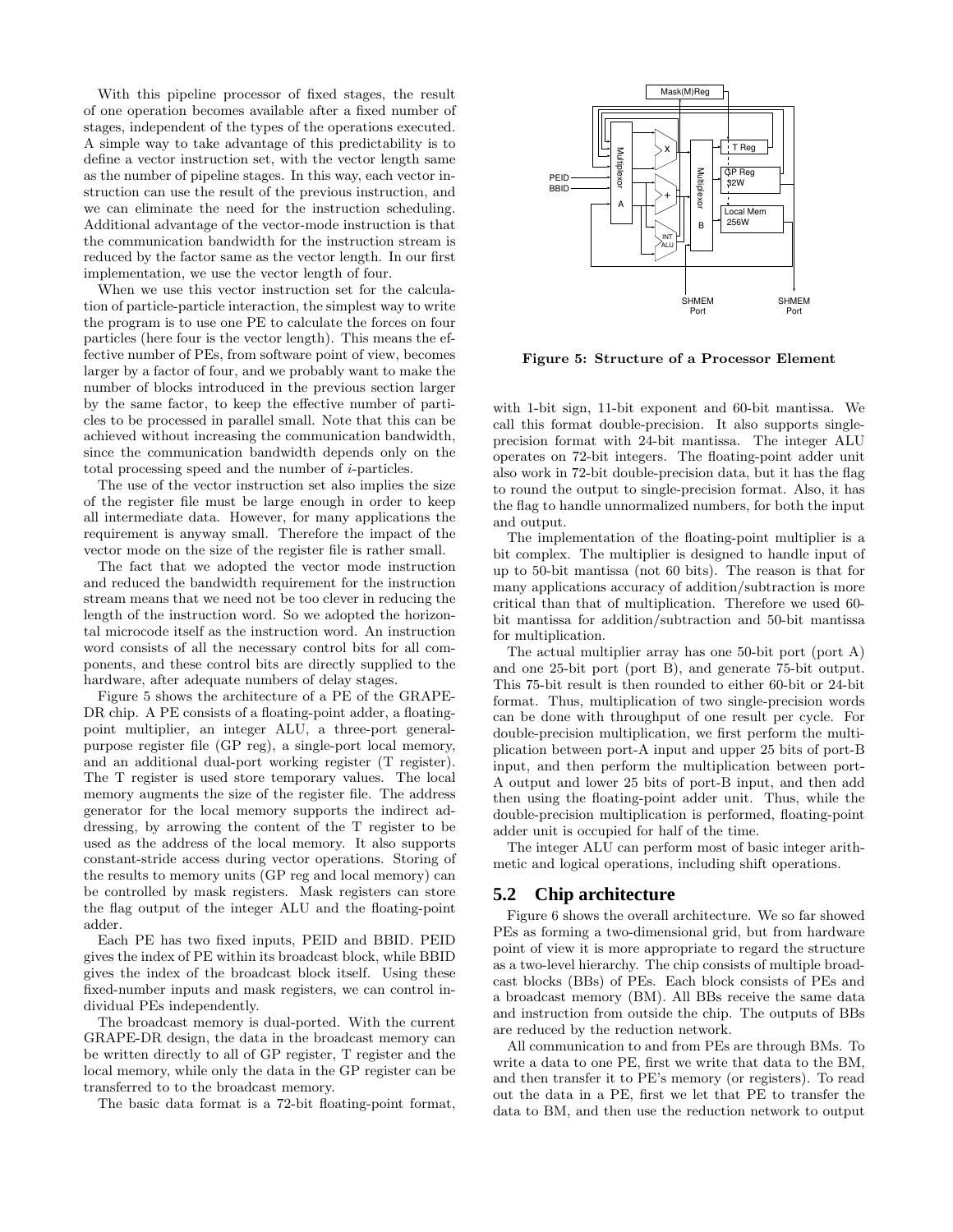With this pipeline processor of fixed stages, the result of one operation becomes available after a fixed number of stages, independent of the types of the operations executed. A simple way to take advantage of this predictability is to define a vector instruction set, with the vector length same as the number of pipeline stages. In this way, each vector instruction can use the result of the previous instruction, and we can eliminate the need for the instruction scheduling. Additional advantage of the vector-mode instruction is that the communication bandwidth for the instruction stream is reduced by the factor same as the vector length. In our first implementation, we use the vector length of four.

When we use this vector instruction set for the calculation of particle-particle interaction, the simplest way to write the program is to use one PE to calculate the forces on four particles (here four is the vector length). This means the effective number of PEs, from software point of view, becomes larger by a factor of four, and we probably want to make the number of blocks introduced in the previous section larger by the same factor, to keep the effective number of particles to be processed in parallel small. Note that this can be achieved without increasing the communication bandwidth, since the communication bandwidth depends only on the total processing speed and the number of $i$-particles.

The use of the vector instruction set also implies the size of the register file must be large enough in order to keep all intermediate data. However, for many applications the requirement is anyway small. Therefore the impact of the vector mode on the size of the register file is rather small.

The fact that we adopted the vector mode instruction and reduced the bandwidth requirement for the instruction stream means that we need not be too clever in reducing the length of the instruction word. So we adopted the horizontal microcode itself as the instruction word. An instruction word consists of all the necessary control bits for all components, and these control bits are directly supplied to the hardware, after adequate numbers of delay stages.

Figure 5 shows the architecture of a PE of the GRAPE-DR chip. A PE consists of a floating-point adder, a floating-point multiplier, an integer ALU, a three-port general-purpose register file (GP reg), a single-port local memory, and an additional dual-port working register (T register). The T register is used store temporary values. The local memory augments the size of the register file. The address generator for the local memory supports the indirect addressing, by arrowing the content of the T register to be used as the address of the local memory. It also supports constant-stride access during vector operations. Storing of the results to memory units (GP reg and local memory) can be controlled by mask registers. Mask registers can store the flag output of the integer ALU and the floating-point adder.

Each PE has two fixed inputs, PEID and BBID. PEID gives the index of PE within its broadcast block, while BBID gives the index of the broadcast block itself. Using these fixed-number inputs and mask registers, we can control individual PEs independently.

The broadcast memory is dual-ported. With the current GRAPE-DR design, the data in the broadcast memory can be written directly to all of GP register, T register and the local memory, while only the data in the GP register can be transferred to to the broadcast memory.

The basic data format is a 72-bit floating-point format, with 1-bit sign, 11-bit exponent and 60-bit mantissa. We call this format double-precision. It also supports single-precision format with 24-bit mantissa. The integer ALU operates on 72-bit integers. The floating-point adder unit also work in 72-bit double-precision data, but it has the flag to round the output to single-precision format. Also, it has the flag to handle unnormalized numbers, for both the input and output.

**Figure 5: Structure of a Processor Element**

The implementation of the floating-point multiplier is a bit complex. The multiplier is designed to handle input of up to 50-bit mantissa (not 60 bits). The reason is that for many applications accuracy of addition/subtraction is more critical than that of multiplication. Therefore we used 60-bit mantissa for addition/subtraction and 50-bit mantissa for multiplication.

The actual multiplier array has one 50-bit port (port A) and one 25-bit port (port B), and generate 75-bit output. This 75-bit result is then rounded to either 60-bit or 24-bit format. Thus, multiplication of two single-precision words can be done with throughput of one result per cycle. For double-precision multiplication, we first perform the multiplication between port-A input and upper 25 bits of port-B input, and then perform the multiplication between port-A output and lower 25 bits of port-B input, and then add then using the floating-point adder unit. Thus, while the double-precision multiplication is performed, floating-point adder unit is occupied for half of the time.

The integer ALU can perform most of basic integer arithmetic and logical operations, including shift operations.

## 5.2 Chip architecture

Figure 6 shows the overall architecture. We so far showed PEs as forming a two-dimensional grid, but from hardware point of view it is more appropriate to regard the structure as a two-level hierarchy. The chip consists of multiple broadcast blocks (BBs) of PEs. Each block consists of PEs and a broadcast memory (BM). All BBs receive the same data and instruction from outside the chip. The outputs of BBs are reduced by the reduction network.

All communication to and from PEs are through BMs. To write a data to one PE, first we write that data to the BM, and then transfer it to PE's memory (or registers). To read out the data in a PE, first we let that PE to transfer the data to BM, and then use the reduction network to output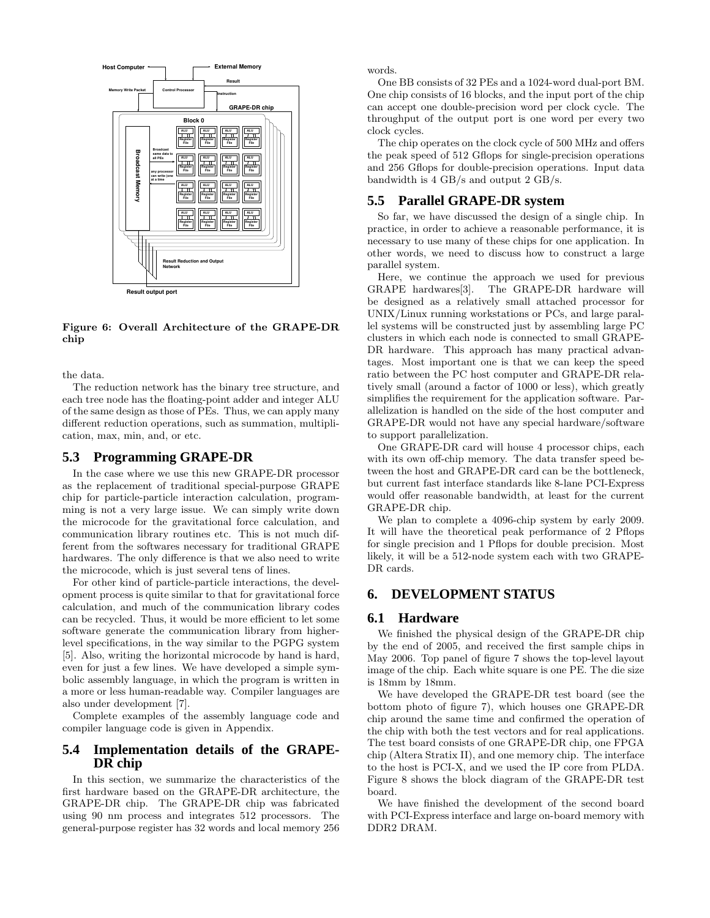Figure 6: Overall Architecture of the GRAPE-DR chip

the data.

The reduction network has the binary tree structure, and each tree node has the floating-point adder and integer ALU of the same design as those of PEs. Thus, we can apply many different reduction operations, such as summation, multiplication, max, min, and, or etc.

## 5.3 Programming GRAPE-DR

In the case where we use this new GRAPE-DR processor as the replacement of traditional special-purpose GRAPE chip for particle-particle interaction calculation, programming is not a very large issue. We can simply write down the microcode for the gravitational force calculation, and communication library routines etc. This is not much different from the softwares necessary for traditional GRAPE hardwares. The only difference is that we also need to write the microcode, which is just several tens of lines.

For other kind of particle-particle interactions, the development process is quite similar to that for gravitational force calculation, and much of the communication library codes can be recycled. Thus, it would be more efficient to let some software generate the communication library from higher-level specifications, in the way similar to the PGPG system [5]. Also, writing the horizontal microcode by hand is hard, even for just a few lines. We have developed a simple symbolic assembly language, in which the program is written in a more or less human-readable way. Compiler languages are also under development [7].

Complete examples of the assembly language code and compiler language code is given in Appendix.

## 5.4 Implementation details of the GRAPE-DR chip

In this section, we summarize the characteristics of the first hardware based on the GRAPE-DR architecture, the GRAPE-DR chip. The GRAPE-DR chip was fabricated using 90 nm process and integrates 512 processors. The general-purpose register has 32 words and local memory 256 words.

One BB consists of 32 PEs and a 1024-word dual-port BM. One chip consists of 16 blocks, and the input port of the chip can accept one double-precision word per clock cycle. The throughput of the output port is one word per every two clock cycles.

The chip operates on the clock cycle of 500 MHz and offers the peak speed of 512 Gflops for single-precision operations and 256 Gflops for double-precision operations. Input data bandwidth is 4 GB/s and output 2 GB/s.

## 5.5 Parallel GRAPE-DR system

So far, we have discussed the design of a single chip. In practice, in order to achieve a reasonable performance, it is necessary to use many of these chips for one application. In other words, we need to discuss how to construct a large parallel system.

Here, we continue the approach we used for previous GRAPE hardwares[3]. The GRAPE-DR hardware will be designed as a relatively small attached processor for UNIX/Linux running workstations or PCs, and large parallel systems will be constructed just by assembling large PC clusters in which each node is connected to small GRAPE-DR hardware. This approach has many practical advantages. Most important one is that we can keep the speed ratio between the PC host computer and GRAPE-DR relatively small (around a factor of 1000 or less), which greatly simplifies the requirement for the application software. Parallelization is handled on the side of the host computer and GRAPE-DR would not have any special hardware/software to support parallelization.

One GRAPE-DR card will house 4 processor chips, each with its own off-chip memory. The data transfer speed between the host and GRAPE-DR card can be the bottleneck, but current fast interface standards like 8-lane PCI-Express would offer reasonable bandwidth, at least for the current GRAPE-DR chip.

We plan to complete a 4096-chip system by early 2009. It will have the theoretical peak performance of 2 Pflops for single precision and 1 Pflops for double precision. Most likely, it will be a 512-node system each with two GRAPE-DR cards.

# 6. DEVELOPMENT STATUS

## 6.1 Hardware

We finished the physical design of the GRAPE-DR chip by the end of 2005, and received the first sample chips in May 2006. Top panel of figure 7 shows the top-level layout image of the chip. Each white square is one PE. The die size is 18mm by 18mm.

We have developed the GRAPE-DR test board (see the bottom photo of figure 7), which houses one GRAPE-DR chip around the same time and confirmed the operation of the chip with both the test vectors and for real applications. The test board consists of one GRAPE-DR chip, one FPGA chip (Altera Stratix II), and one memory chip. The interface to the host is PCI-X, and we used the IP core from PLDA. Figure 8 shows the block diagram of the GRAPE-DR test board.

We have finished the development of the second board with PCI-Express interface and large on-board memory with DDR2 DRAM.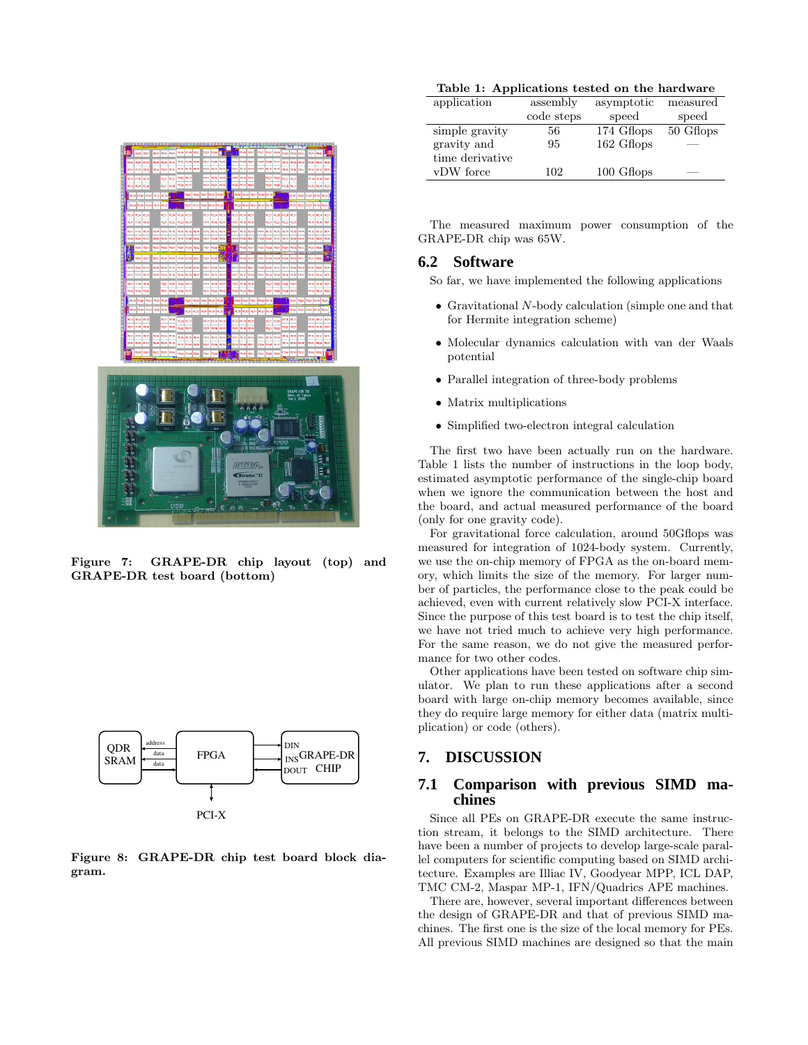Figure 7: GRAPE-DR chip layout (top) and GRAPE-DR test board (bottom)

Figure 8: GRAPE-DR chip test board block diagram.

Table 1: Applications tested on the hardware

| application | assembly code steps | asymptotic speed | measured speed |
|---|---|---|---|
| simple gravity | 56 | 174 Gflops | 50 Gflops |
| gravity and time derivative | 95 | 162 Gflops | — |
| vDW force | 102 | 100 Gflops | — |

The measured maximum power consumption of the GRAPE-DR chip was 65W.

## 6.2 Software

So far, we have implemented the following applications

- Gravitational $N$-body calculation (simple one and that for Hermite integration scheme)
- Molecular dynamics calculation with van der Waals potential
- Parallel integration of three-body problems
- Matrix multiplications
- Simplified two-electron integral calculation

The first two have been actually run on the hardware. Table 1 lists the number of instructions in the loop body, estimated asymptotic performance of the single-chip board when we ignore the communication between the host and the board, and actual measured performance of the board (only for one gravity code).

For gravitational force calculation, around 50Gflops was measured for integration of 1024-body system. Currently, we use the on-chip memory of FPGA as the on-board memory, which limits the size of the memory. For larger number of particles, the performance close to the peak could be achieved, even with current relatively slow PCI-X interface. Since the purpose of this test board is to test the chip itself, we have not tried much to achieve very high performance. For the same reason, we do not give the measured performance for two other codes.

Other applications have been tested on software chip simulator. We plan to run these applications after a second board with large on-chip memory becomes available, since they do require large memory for either data (matrix multiplication) or code (others).

# 7. DISCUSSION

## 7.1 Comparison with previous SIMD machines

Since all PEs on GRAPE-DR execute the same instruction stream, it belongs to the SIMD architecture. There have been a number of projects to develop large-scale parallel computers for scientific computing based on SIMD architecture. Examples are Illiac IV, Goodyear MPP, ICL DAP, TMC CM-2, Maspar MP-1, IFN/Quadrics APE machines.

There are, however, several important differences between the design of GRAPE-DR and that of previous SIMD machines. The first one is the size of the local memory for PEs. All previous SIMD machines are designed so that the main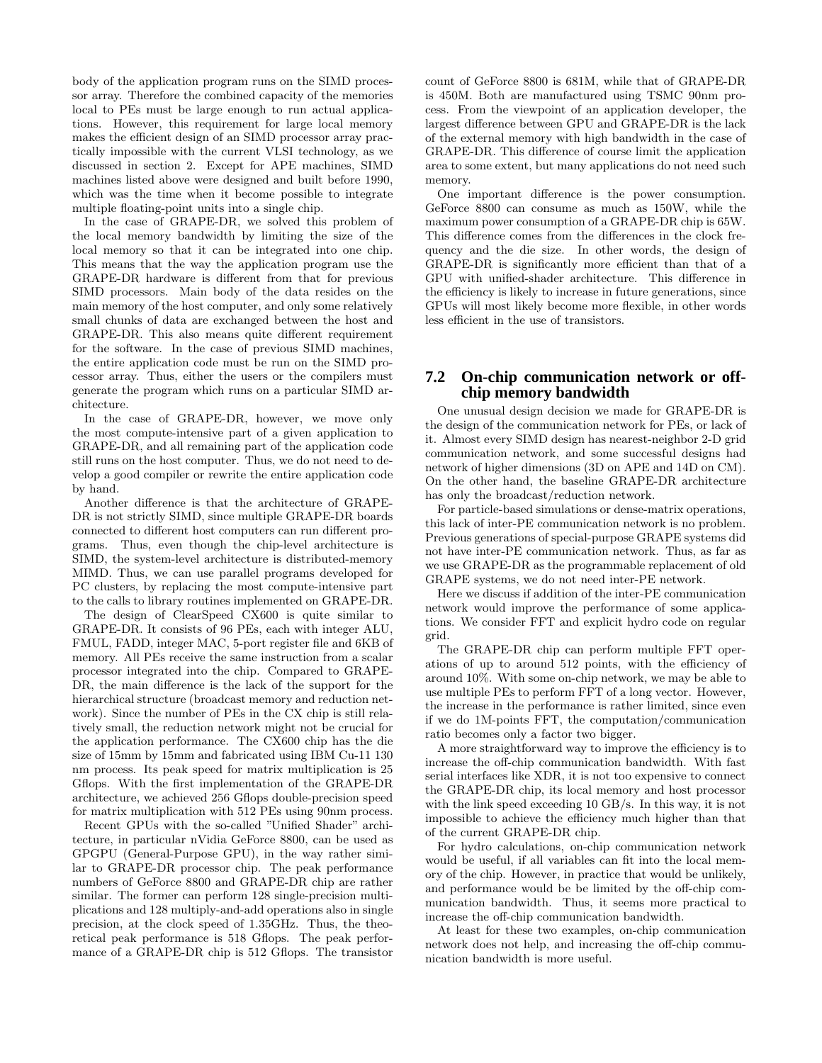body of the application program runs on the SIMD processor array. Therefore the combined capacity of the memories local to PEs must be large enough to run actual applications. However, this requirement for large local memory makes the efficient design of an SIMD processor array practically impossible with the current VLSI technology, as we discussed in section 2. Except for APE machines, SIMD machines listed above were designed and built before 1990, which was the time when it become possible to integrate multiple floating-point units into a single chip.

In the case of GRAPE-DR, we solved this problem of the local memory bandwidth by limiting the size of the local memory so that it can be integrated into one chip. This means that the way the application program use the GRAPE-DR hardware is different from that for previous SIMD processors. Main body of the data resides on the main memory of the host computer, and only some relatively small chunks of data are exchanged between the host and GRAPE-DR. This also means quite different requirement for the software. In the case of previous SIMD machines, the entire application code must be run on the SIMD processor array. Thus, either the users or the compilers must generate the program which runs on a particular SIMD architecture.

In the case of GRAPE-DR, however, we move only the most compute-intensive part of a given application to GRAPE-DR, and all remaining part of the application code still runs on the host computer. Thus, we do not need to develop a good compiler or rewrite the entire application code by hand.

Another difference is that the architecture of GRAPE-DR is not strictly SIMD, since multiple GRAPE-DR boards connected to different host computers can run different programs. Thus, even though the chip-level architecture is SIMD, the system-level architecture is distributed-memory MIMD. Thus, we can use parallel programs developed for PC clusters, by replacing the most compute-intensive part to the calls to library routines implemented on GRAPE-DR.

The design of ClearSpeed CX600 is quite similar to GRAPE-DR. It consists of 96 PEs, each with integer ALU, FMUL, FADD, integer MAC, 5-port register file and 6KB of memory. All PEs receive the same instruction from a scalar processor integrated into the chip. Compared to GRAPE-DR, the main difference is the lack of the support for the hierarchical structure (broadcast memory and reduction network). Since the number of PEs in the CX chip is still relatively small, the reduction network might not be crucial for the application performance. The CX600 chip has the die size of 15mm by 15mm and fabricated using IBM Cu-11 130 nm process. Its peak speed for matrix multiplication is 25 Gflops. With the first implementation of the GRAPE-DR architecture, we achieved 256 Gflops double-precision speed for matrix multiplication with 512 PEs using 90nm process.

Recent GPUs with the so-called "Unified Shader" architecture, in particular nVidia GeForce 8800, can be used as GPGPU (General-Purpose GPU), in the way rather similar to GRAPE-DR processor chip. The peak performance numbers of GeForce 8800 and GRAPE-DR chip are rather similar. The former can perform 128 single-precision multiplications and 128 multiply-and-add operations also in single precision, at the clock speed of 1.35GHz. Thus, the theoretical peak performance is 518 Gflops. The peak performance of a GRAPE-DR chip is 512 Gflops. The transistor count of GeForce 8800 is 681M, while that of GRAPE-DR is 450M. Both are manufactured using TSMC 90nm process. From the viewpoint of an application developer, the largest difference between GPU and GRAPE-DR is the lack of the external memory with high bandwidth in the case of GRAPE-DR. This difference of course limit the application area to some extent, but many applications do not need such memory.

One important difference is the power consumption. GeForce 8800 can consume as much as 150W, while the maximum power consumption of a GRAPE-DR chip is 65W. This difference comes from the differences in the clock frequency and the die size. In other words, the design of GRAPE-DR is significantly more efficient than that of a GPU with unified-shader architecture. This difference in the efficiency is likely to increase in future generations, since GPUs will most likely become more flexible, in other words less efficient in the use of transistors.

## 7.2 On-chip communication network or off-chip memory bandwidth

One unusual design decision we made for GRAPE-DR is the design of the communication network for PEs, or lack of it. Almost every SIMD design has nearest-neighbor 2-D grid communication network, and some successful designs had network of higher dimensions (3D on APE and 14D on CM). On the other hand, the baseline GRAPE-DR architecture has only the broadcast/reduction network.

For particle-based simulations or dense-matrix operations, this lack of inter-PE communication network is no problem. Previous generations of special-purpose GRAPE systems did not have inter-PE communication network. Thus, as far as we use GRAPE-DR as the programmable replacement of old GRAPE systems, we do not need inter-PE network.

Here we discuss if addition of the inter-PE communication network would improve the performance of some applications. We consider FFT and explicit hydro code on regular grid.

The GRAPE-DR chip can perform multiple FFT operations of up to around 512 points, with the efficiency of around 10%. With some on-chip network, we may be able to use multiple PEs to perform FFT of a long vector. However, the increase in the performance is rather limited, since even if we do 1M-points FFT, the computation/communication ratio becomes only a factor two bigger.

A more straightforward way to improve the efficiency is to increase the off-chip communication bandwidth. With fast serial interfaces like XDR, it is not too expensive to connect the GRAPE-DR chip, its local memory and host processor with the link speed exceeding 10 GB/s. In this way, it is not impossible to achieve the efficiency much higher than that of the current GRAPE-DR chip.

For hydro calculations, on-chip communication network would be useful, if all variables can fit into the local memory of the chip. However, in practice that would be unlikely, and performance would be be limited by the off-chip communication bandwidth. Thus, it seems more practical to increase the off-chip communication bandwidth.

At least for these two examples, on-chip communication network does not help, and increasing the off-chip communication bandwidth is more useful.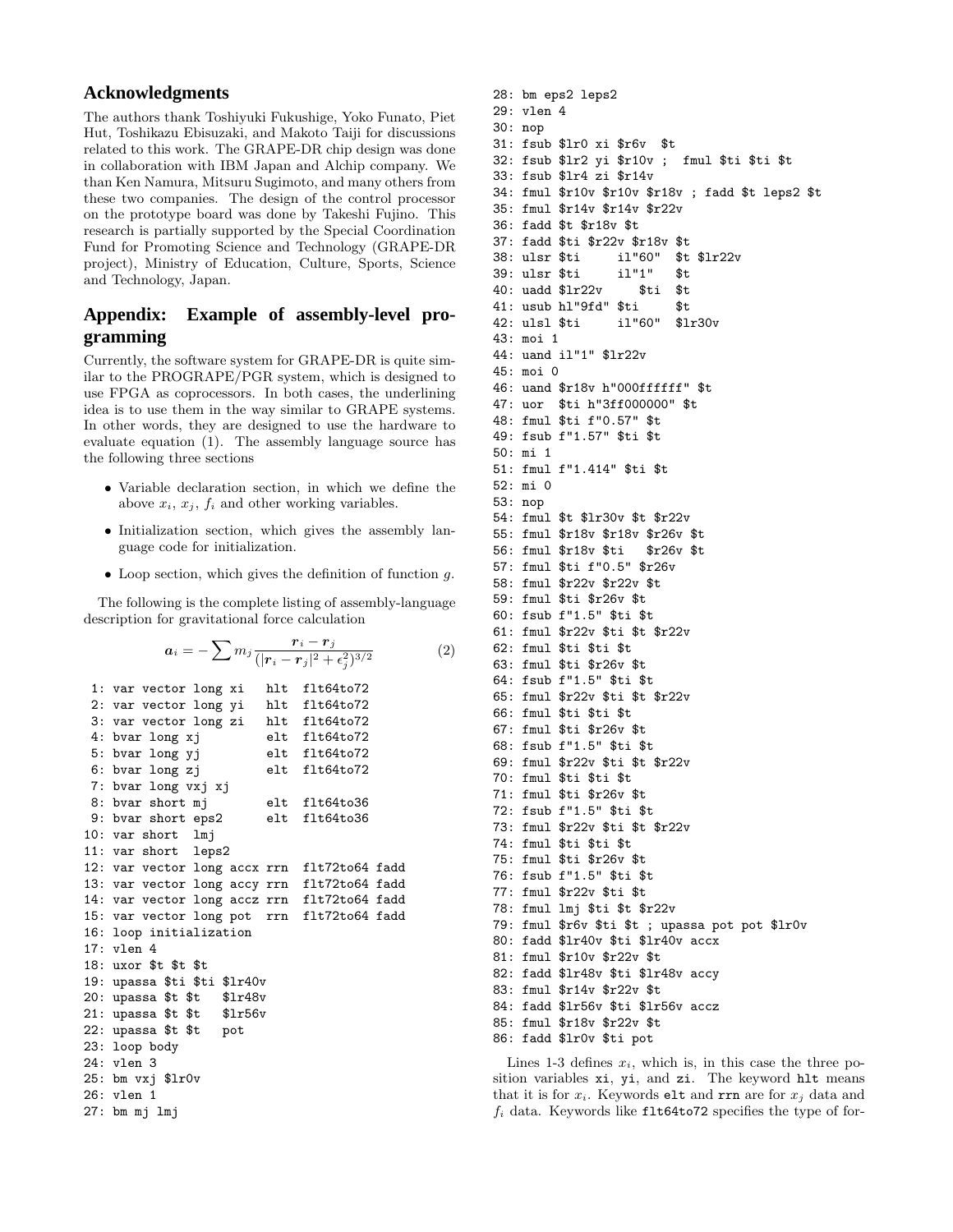## Acknowledgments

The authors thank Toshiyuki Fukushige, Yoko Funato, Piet Hut, Toshikazu Ebisuzaki, and Makoto Taiji for discussions related to this work. The GRAPE-DR chip design was done in collaboration with IBM Japan and Alchip company. We than Ken Namura, Mitsuru Sugimoto, and many others from these two companies. The design of the control processor on the prototype board was done by Takeshi Fujino. This research is partially supported by the Special Coordination Fund for Promoting Science and Technology (GRAPE-DR project), Ministry of Education, Culture, Sports, Science and Technology, Japan.

## Appendix: Example of assembly-level programming

Currently, the software system for GRAPE-DR is quite similar to the PROGRAPE/PGR system, which is designed to use FPGA as coprocessors. In both cases, the underlining idea is to use them in the way similar to GRAPE systems. In other words, they are designed to use the hardware to evaluate equation (1). The assembly language source has the following three sections

- Variable declaration section, in which we define the above $x_i$, $x_j$, $f_i$ and other working variables.
- Initialization section, which gives the assembly language code for initialization.
- Loop section, which gives the definition of function $g$.

The following is the complete listing of assembly-language description for gravitational force calculation

$$\boldsymbol{a}_i = -\sum m_j \frac{\boldsymbol{r}_i - \boldsymbol{r}_j}{(|\boldsymbol{r}_i - \boldsymbol{r}_j|^2 + \epsilon_j^2)^{3/2}} \tag{2}$$

```
 1: var vector long xi   hlt  flt64to72
 2: var vector long yi   hlt  flt64to72
 3: var vector long zi   hlt  flt64to72
 4: bvar long xj         elt  flt64to72
 5: bvar long yj         elt  flt64to72
 6: bvar long zj         elt  flt64to72
 7: bvar long vxj xj
 8: bvar short mj        elt  flt64to36
 9: bvar short eps2      elt  flt64to36
10: var short  lmj
11: var short  leps2
12: var vector long accx rrn  flt72to64 fadd
13: var vector long accy rrn  flt72to64 fadd
14: var vector long accz rrn  flt72to64 fadd
15: var vector long pot  rrn  flt72to64 fadd
16: loop initialization
17: vlen 4
18: uxor $t $t $t
19: upassa $ti $ti $lr40v
20: upassa $t $t   $lr48v
21: upassa $t $t   $lr56v
22: upassa $t $t   pot
23: loop body
24: vlen 3
25: bm vxj $lr0v
26: vlen 1
27: bm mj lmj
28: bm eps2 leps2
29: vlen 4
30: nop
31: fsub $lr0 xi $r6v  $t
32: fsub $lr2 yi $r10v ;  fmul $ti $ti $t
33: fsub $lr4 zi $r14v
34: fmul $r10v $r10v $r18v ; fadd $t leps2 $t
35: fmul $r14v $r14v $r22v
36: fadd $t $r18v $t
37: fadd $ti $r22v $r18v $t
38: ulsr $ti     il"60"  $t $lr22v
39: ulsr $ti     il"1"   $t
40: uadd $lr22v     $ti  $t
41: usub hl"9fd" $ti     $t
42: ulsl $ti     il"60"  $lr30v
43: moi 1
44: uand il"1" $lr22v
45: moi 0
46: uand $r18v h"000ffffff" $t
47: uor  $ti h"3ff000000" $t
48: fmul $ti f"0.57" $t
49: fsub f"1.57" $ti $t
50: mi 1
51: fmul f"1.414" $ti $t
52: mi 0
53: nop
54: fmul $t $lr30v $t $r22v
55: fmul $r18v $r18v $r26v $t
56: fmul $r18v $ti   $r26v $t
57: fmul $ti f"0.5" $r26v
58: fmul $r22v $r22v $t
59: fmul $ti $r26v $t
60: fsub f"1.5" $ti $t
61: fmul $r22v $ti $t $r22v
62: fmul $ti $ti $t
63: fmul $ti $r26v $t
64: fsub f"1.5" $ti $t
65: fmul $r22v $ti $t $r22v
66: fmul $ti $ti $t
67: fmul $ti $r26v $t
68: fsub f"1.5" $ti $t
69: fmul $r22v $ti $t $r22v
70: fmul $ti $ti $t
71: fmul $ti $r26v $t
72: fsub f"1.5" $ti $t
73: fmul $r22v $ti $t $r22v
74: fmul $ti $ti $t
75: fmul $ti $r26v $t
76: fsub f"1.5" $ti $t
77: fmul $r22v $ti $t
78: fmul lmj $ti $t $r22v
79: fmul $r6v $ti $t ; upassa pot pot $lr0v
80: fadd $lr40v $ti $lr40v accx
81: fmul $r10v $r22v $t
82: fadd $lr48v $ti $lr48v accy
83: fmul $r14v $r22v $t
84: fadd $lr56v $ti $lr56v accz
85: fmul $r18v $r22v $t
86: fadd $lr0v $ti pot
```

Lines 1-3 defines $x_i$, which is, in this case the three position variables `xi`, `yi`, and `zi`. The keyword `hlt` means that it is for $x_i$. Keywords `elt` and `rrn` are for $x_j$ data and $f_i$ data. Keywords like `flt64to72` specifies the type of for-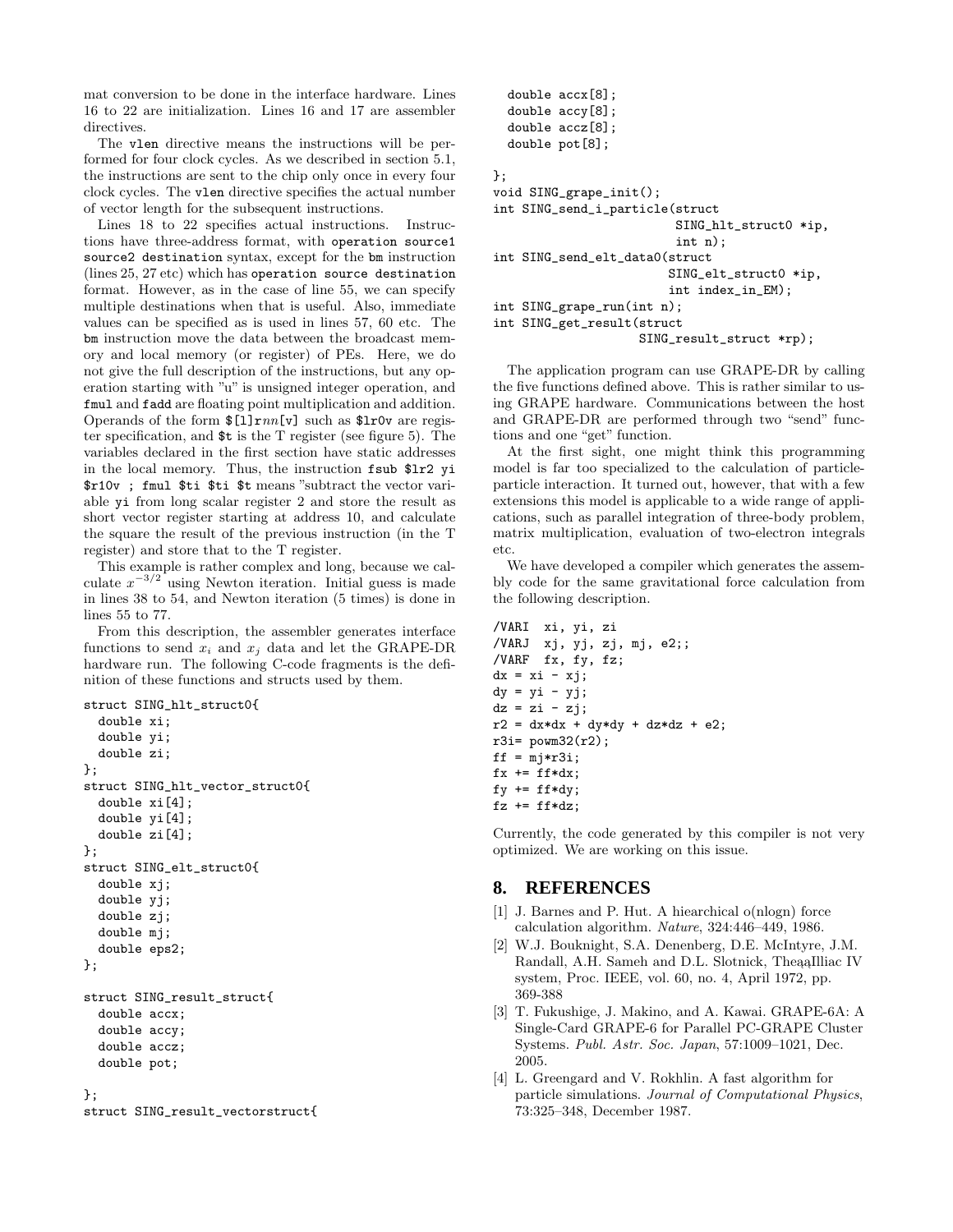mat conversion to be done in the interface hardware. Lines 16 to 22 are initialization. Lines 16 and 17 are assembler directives.

The `vlen` directive means the instructions will be performed for four clock cycles. As we described in section 5.1, the instructions are sent to the chip only once in every four clock cycles. The `vlen` directive specifies the actual number of vector length for the subsequent instructions.

Lines 18 to 22 specifies actual instructions. Instructions have three-address format, with `operation source1 source2 destination` syntax, except for the `bm` instruction (lines 25, 27 etc) which has `operation source destination` format. However, as in the case of line 55, we can specify multiple destinations when that is useful. Also, immediate values can be specified as is used in lines 57, 60 etc. The `bm` instruction move the data between the broadcast memory and local memory (or register) of PEs. Here, we do not give the full description of the instructions, but any operation starting with "u" is unsigned integer operation, and `fmul` and `fadd` are floating point multiplication and addition. Operands of the form `$[l]r`*nn*`[v]` such as `$lr0v` are register specification, and `$t` is the T register (see figure 5). The variables declared in the first section have static addresses in the local memory. Thus, the instruction `fsub $lr2 yi $r10v ; fmul $ti $ti $t` means "subtract the vector variable `yi` from long scalar register 2 and store the result as short vector register starting at address 10, and calculate the square the result of the previous instruction (in the T register) and store that to the T register.

This example is rather complex and long, because we calculate $x^{-3/2}$ using Newton iteration. Initial guess is made in lines 38 to 54, and Newton iteration (5 times) is done in lines 55 to 77.

From this description, the assembler generates interface functions to send $x_i$ and $x_j$ data and let the GRAPE-DR hardware run. The following C-code fragments is the definition of these functions and structs used by them.

```
struct SING_hlt_struct0{
  double xi;
  double yi;
  double zi;
};
struct SING_hlt_vector_struct0{
  double xi[4];
  double yi[4];
  double zi[4];
};
struct SING_elt_struct0{
  double xj;
  double yj;
  double zj;
  double mj;
  double eps2;
};

struct SING_result_struct{
  double accx;
  double accy;
  double accz;
  double pot;

};
struct SING_result_vectorstruct{
  double accx[8];
  double accy[8];
  double accz[8];
  double pot[8];

};
void SING_grape_init();
int SING_send_i_particle(struct
                         SING_hlt_struct0 *ip,
                         int n);
int SING_send_elt_data0(struct
                        SING_elt_struct0 *ip,
                        int index_in_EM);
int SING_grape_run(int n);
int SING_get_result(struct
                    SING_result_struct *rp);
```

The application program can use GRAPE-DR by calling the five functions defined above. This is rather similar to using GRAPE hardware. Communications between the host and GRAPE-DR are performed through two "send" functions and one "get" function.

At the first sight, one might think this programming model is far too specialized to the calculation of particle-particle interaction. It turned out, however, that with a few extensions this model is applicable to a wide range of applications, such as parallel integration of three-body problem, matrix multiplication, evaluation of two-electron integrals etc.

We have developed a compiler which generates the assembly code for the same gravitational force calculation from the following description.

```
/VARI  xi, yi, zi
/VARJ  xj, yj, zj, mj, e2;;
/VARF  fx, fy, fz;
dx = xi - xj;
dy = yi - yj;
dz = zi - zj;
r2 = dx*dx + dy*dy + dz*dz + e2;
r3i= powm32(r2);
ff = mj*r3i;
fx += ff*dx;
fy += ff*dy;
fz += ff*dz;
```

Currently, the code generated by this compiler is not very optimized. We are working on this issue.

## 8. REFERENCES

[1] J. Barnes and P. Hut. A hiearchical o(nlogn) force calculation algorithm. *Nature*, 324:446–449, 1986.

[2] W.J. Bouknight, S.A. Denenberg, D.E. McIntyre, J.M. Randall, A.H. Sameh and D.L. Slotnick, TheąąIlliac IV system, Proc. IEEE, vol. 60, no. 4, April 1972, pp. 369-388

[3] T. Fukushige, J. Makino, and A. Kawai. GRAPE-6A: A Single-Card GRAPE-6 for Parallel PC-GRAPE Cluster Systems. *Publ. Astr. Soc. Japan*, 57:1009–1021, Dec. 2005.

[4] L. Greengard and V. Rokhlin. A fast algorithm for particle simulations. *Journal of Computational Physics*, 73:325–348, December 1987.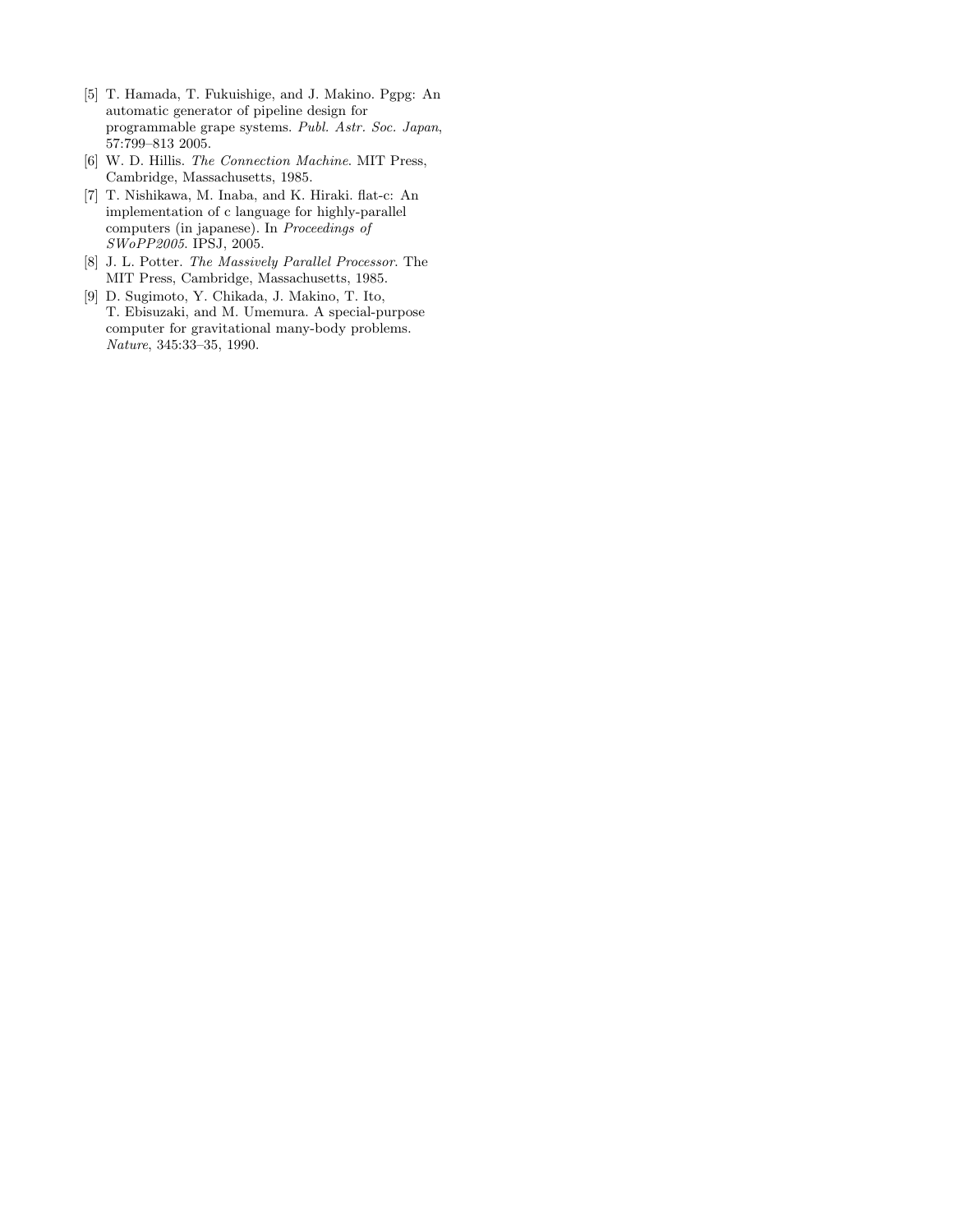[5] T. Hamada, T. Fukuishige, and J. Makino. Pgpg: An automatic generator of pipeline design for programmable grape systems. *Publ. Astr. Soc. Japan*, 57:799–813 2005.

[6] W. D. Hillis. *The Connection Machine*. MIT Press, Cambridge, Massachusetts, 1985.

[7] T. Nishikawa, M. Inaba, and K. Hiraki. flat-c: An implementation of c language for highly-parallel computers (in japanese). In *Proceedings of SWoPP2005*. IPSJ, 2005.

[8] J. L. Potter. *The Massively Parallel Processor*. The MIT Press, Cambridge, Massachusetts, 1985.

[9] D. Sugimoto, Y. Chikada, J. Makino, T. Ito, T. Ebisuzaki, and M. Umemura. A special-purpose computer for gravitational many-body problems. *Nature*, 345:33–35, 1990.